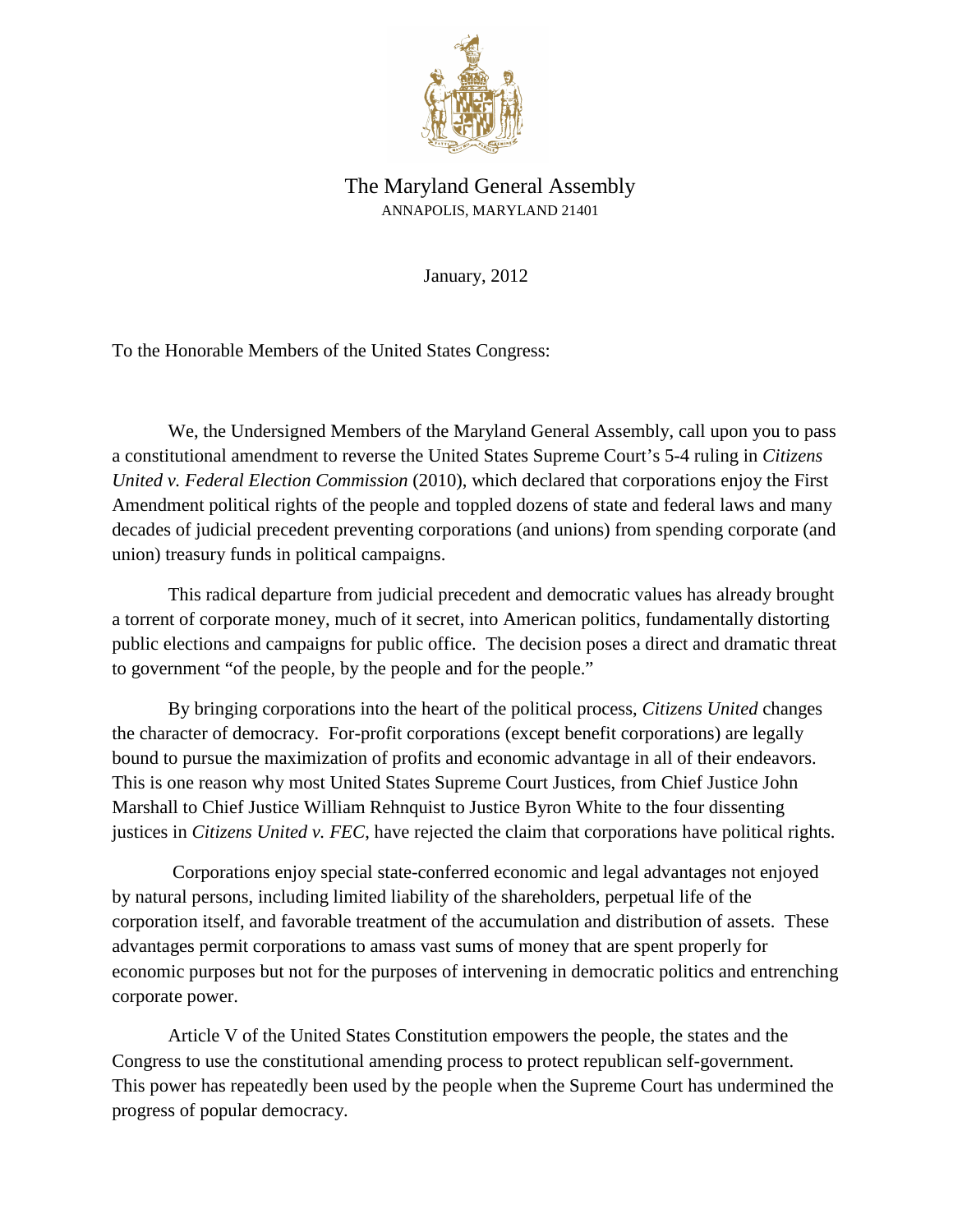# The Maryland General Assembly

ANNAPOLIS, MARYLAND 21401

January, 2012

To the Honorable Members of the United States Congress:

We, the Undersigned Members of the Maryland General Assembly, call upon you to pass a constitutional amendment to reverse the United States Supreme Court's 5-4 ruling in *Citizens United v. Federal Election Commission* (2010), which declared that corporations enjoy the First Amendment political rights of the people and toppled dozens of state and federal laws and many decades of judicial precedent preventing corporations (and unions) from spending corporate (and union) treasury funds in political campaigns.

This radical departure from judicial precedent and democratic values has already brought a torrent of corporate money, much of it secret, into American politics, fundamentally distorting public elections and campaigns for public office. The decision poses a direct and dramatic threat to government "of the people, by the people and for the people."

By bringing corporations into the heart of the political process, *Citizens United* changes the character of democracy. For-profit corporations (except benefit corporations) are legally bound to pursue the maximization of profits and economic advantage in all of their endeavors. This is one reason why most United States Supreme Court Justices, from Chief Justice John Marshall to Chief Justice William Rehnquist to Justice Byron White to the four dissenting justices in *Citizens United v. FEC*, have rejected the claim that corporations have political rights.

Corporations enjoy special state-conferred economic and legal advantages not enjoyed by natural persons, including limited liability of the shareholders, perpetual life of the corporation itself, and favorable treatment of the accumulation and distribution of assets. These advantages permit corporations to amass vast sums of money that are spent properly for economic purposes but not for the purposes of intervening in democratic politics and entrenching corporate power.

Article V of the United States Constitution empowers the people, the states and the Congress to use the constitutional amending process to protect republican self-government. This power has repeatedly been used by the people when the Supreme Court has undermined the progress of popular democracy.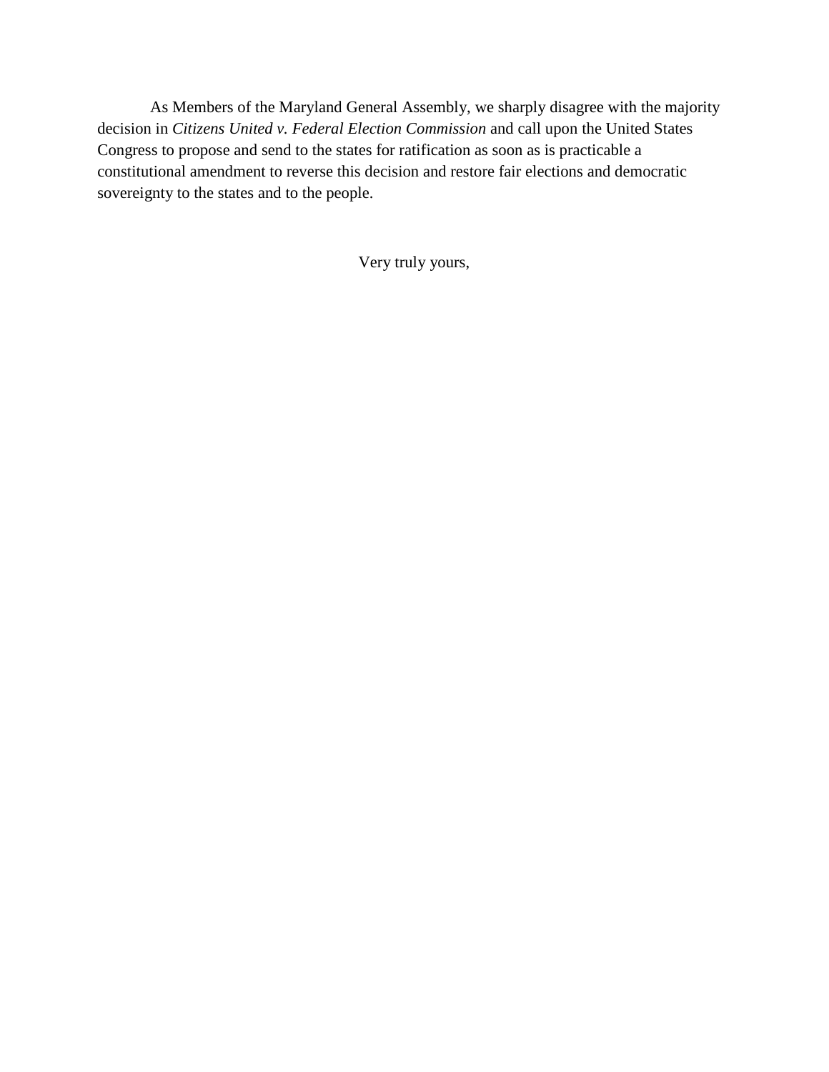As Members of the Maryland General Assembly, we sharply disagree with the majority decision in *Citizens United v. Federal Election Commission* and call upon the United States Congress to propose and send to the states for ratification as soon as is practicable a constitutional amendment to reverse this decision and restore fair elections and democratic sovereignty to the states and to the people.

Very truly yours,